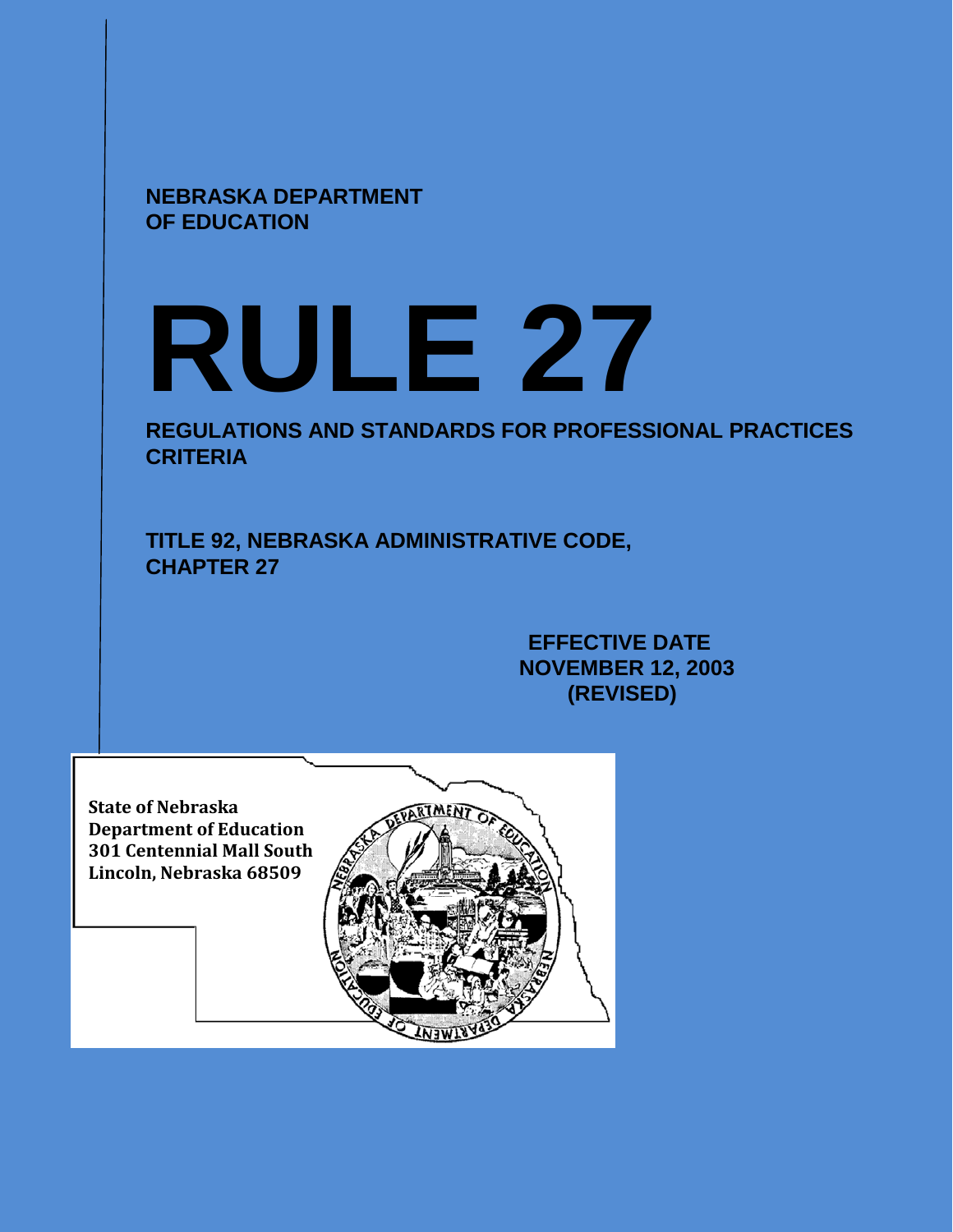**NEBRASKA DEPARTMENT OF EDUCATION**

# RULE 27

## REGULATIONS AND STANDARDS FOR PROFESSIONAL PRACTICES CRITERIA

**TITLE 92, NEBRASKA ADMINISTRATIVE CODE, CHAPTER 27**

**EFFECTIVE DATE NOVEMBER 12, 2003 (REVISED)**

**State of Nebraska**
**Department of Education**
**301 Centennial Mall South**
**Lincoln, Nebraska 68509**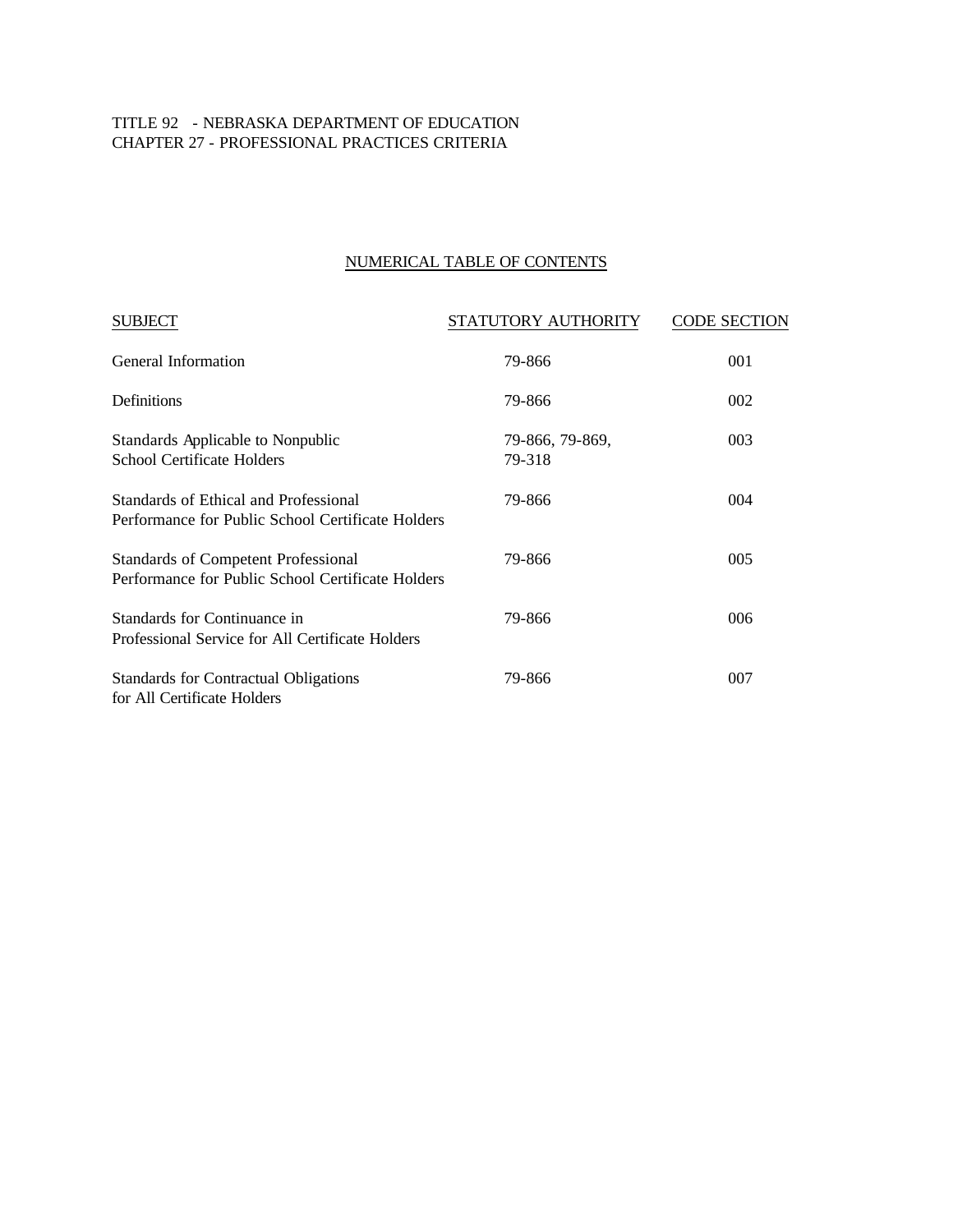TITLE 92 - NEBRASKA DEPARTMENT OF EDUCATION
CHAPTER 27 - PROFESSIONAL PRACTICES CRITERIA

## NUMERICAL TABLE OF CONTENTS

| SUBJECT | STATUTORY AUTHORITY | CODE SECTION |
|---|---|---|
| General Information | 79-866 | 001 |
| Definitions | 79-866 | 002 |
| Standards Applicable to Nonpublic School Certificate Holders | 79-866, 79-869, 79-318 | 003 |
| Standards of Ethical and Professional Performance for Public School Certificate Holders | 79-866 | 004 |
| Standards of Competent Professional Performance for Public School Certificate Holders | 79-866 | 005 |
| Standards for Continuance in Professional Service for All Certificate Holders | 79-866 | 006 |
| Standards for Contractual Obligations for All Certificate Holders | 79-866 | 007 |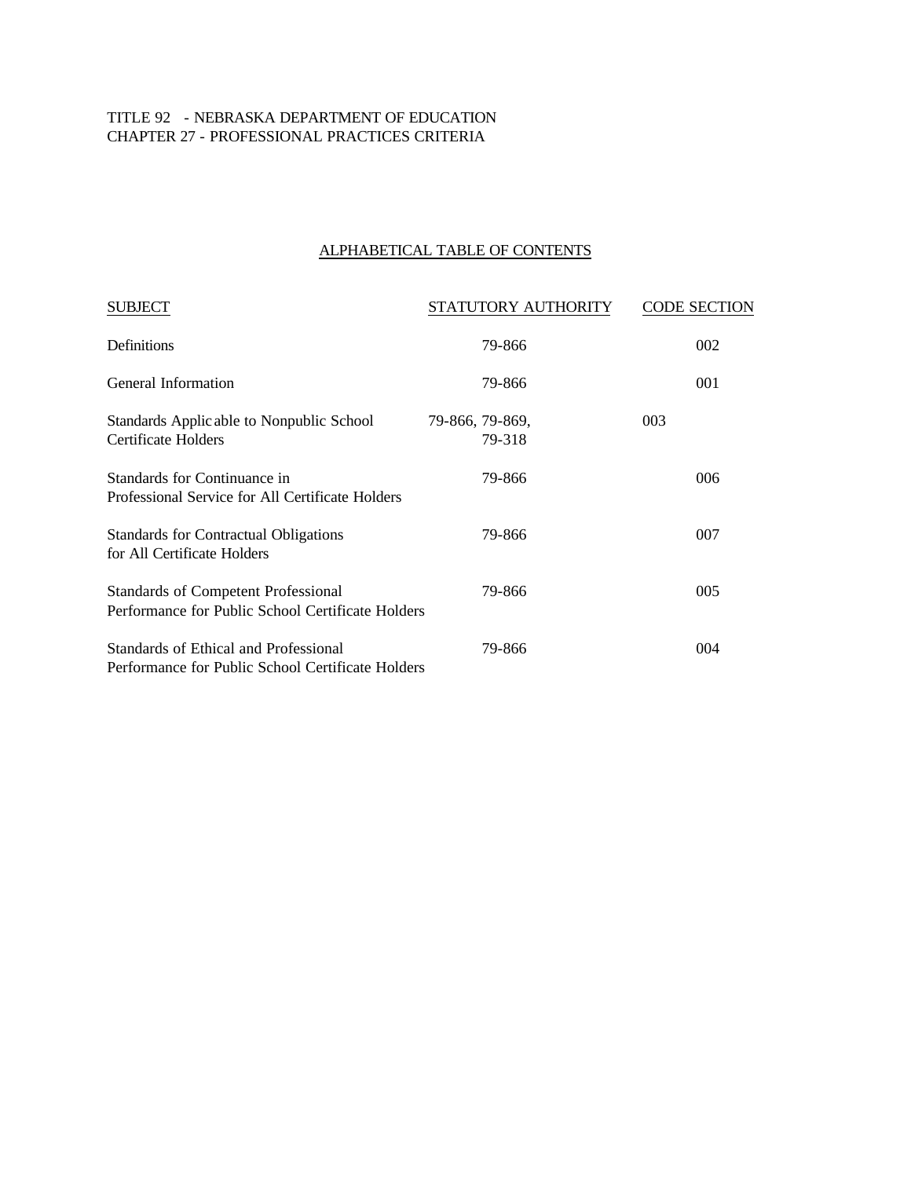TITLE 92 - NEBRASKA DEPARTMENT OF EDUCATION
CHAPTER 27 - PROFESSIONAL PRACTICES CRITERIA

## ALPHABETICAL TABLE OF CONTENTS

| SUBJECT | STATUTORY AUTHORITY | CODE SECTION |
|---|---|---|
| Definitions | 79-866 | 002 |
| General Information | 79-866 | 001 |
| Standards Applicable to Nonpublic School Certificate Holders | 79-866, 79-869, 79-318 | 003 |
| Standards for Continuance in Professional Service for All Certificate Holders | 79-866 | 006 |
| Standards for Contractual Obligations for All Certificate Holders | 79-866 | 007 |
| Standards of Competent Professional Performance for Public School Certificate Holders | 79-866 | 005 |
| Standards of Ethical and Professional Performance for Public School Certificate Holders | 79-866 | 004 |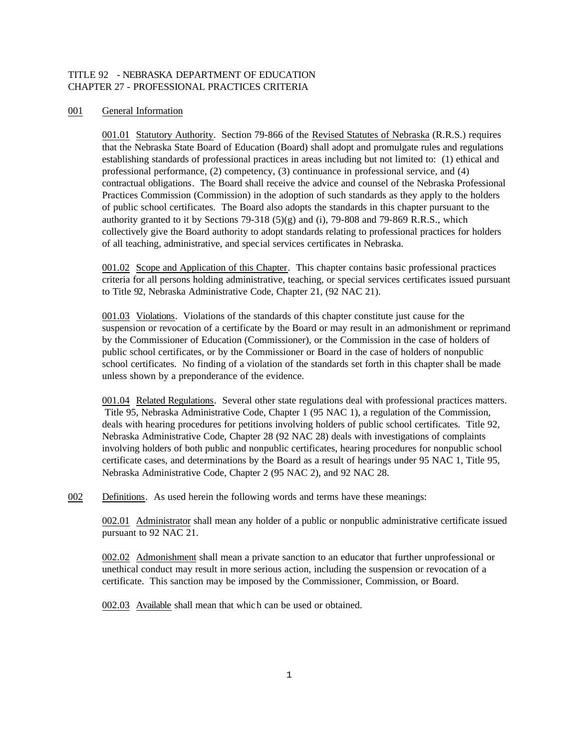TITLE 92 - NEBRASKA DEPARTMENT OF EDUCATION
CHAPTER 27 - PROFESSIONAL PRACTICES CRITERIA

## 001 General Information

001.01 Statutory Authority. Section 79-866 of the Revised Statutes of Nebraska (R.R.S.) requires that the Nebraska State Board of Education (Board) shall adopt and promulgate rules and regulations establishing standards of professional practices in areas including but not limited to: (1) ethical and professional performance, (2) competency, (3) continuance in professional service, and (4) contractual obligations. The Board shall receive the advice and counsel of the Nebraska Professional Practices Commission (Commission) in the adoption of such standards as they apply to the holders of public school certificates. The Board also adopts the standards in this chapter pursuant to the authority granted to it by Sections 79-318 (5)(g) and (i), 79-808 and 79-869 R.R.S., which collectively give the Board authority to adopt standards relating to professional practices for holders of all teaching, administrative, and special services certificates in Nebraska.

001.02 Scope and Application of this Chapter. This chapter contains basic professional practices criteria for all persons holding administrative, teaching, or special services certificates issued pursuant to Title 92, Nebraska Administrative Code, Chapter 21, (92 NAC 21).

001.03 Violations. Violations of the standards of this chapter constitute just cause for the suspension or revocation of a certificate by the Board or may result in an admonishment or reprimand by the Commissioner of Education (Commissioner), or the Commission in the case of holders of public school certificates, or by the Commissioner or Board in the case of holders of nonpublic school certificates. No finding of a violation of the standards set forth in this chapter shall be made unless shown by a preponderance of the evidence.

001.04 Related Regulations. Several other state regulations deal with professional practices matters. Title 95, Nebraska Administrative Code, Chapter 1 (95 NAC 1), a regulation of the Commission, deals with hearing procedures for petitions involving holders of public school certificates. Title 92, Nebraska Administrative Code, Chapter 28 (92 NAC 28) deals with investigations of complaints involving holders of both public and nonpublic certificates, hearing procedures for nonpublic school certificate cases, and determinations by the Board as a result of hearings under 95 NAC 1, Title 95, Nebraska Administrative Code, Chapter 2 (95 NAC 2), and 92 NAC 28.

## 002 Definitions. As used herein the following words and terms have these meanings:

002.01 Administrator shall mean any holder of a public or nonpublic administrative certificate issued pursuant to 92 NAC 21.

002.02 Admonishment shall mean a private sanction to an educator that further unprofessional or unethical conduct may result in more serious action, including the suspension or revocation of a certificate. This sanction may be imposed by the Commissioner, Commission, or Board.

002.03 Available shall mean that which can be used or obtained.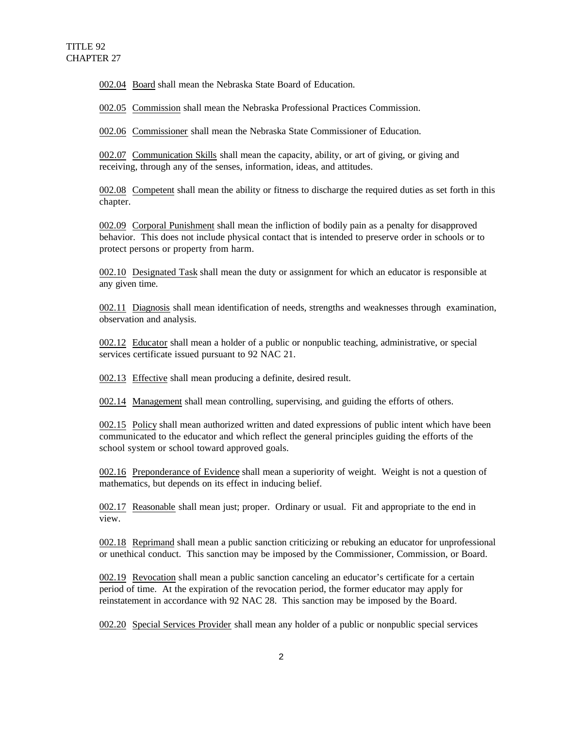002.04 Board shall mean the Nebraska State Board of Education.

002.05 Commission shall mean the Nebraska Professional Practices Commission.

002.06 Commissioner shall mean the Nebraska State Commissioner of Education.

002.07 Communication Skills shall mean the capacity, ability, or art of giving, or giving and receiving, through any of the senses, information, ideas, and attitudes.

002.08 Competent shall mean the ability or fitness to discharge the required duties as set forth in this chapter.

002.09 Corporal Punishment shall mean the infliction of bodily pain as a penalty for disapproved behavior. This does not include physical contact that is intended to preserve order in schools or to protect persons or property from harm.

002.10 Designated Task shall mean the duty or assignment for which an educator is responsible at any given time.

002.11 Diagnosis shall mean identification of needs, strengths and weaknesses through examination, observation and analysis.

002.12 Educator shall mean a holder of a public or nonpublic teaching, administrative, or special services certificate issued pursuant to 92 NAC 21.

002.13 Effective shall mean producing a definite, desired result.

002.14 Management shall mean controlling, supervising, and guiding the efforts of others.

002.15 Policy shall mean authorized written and dated expressions of public intent which have been communicated to the educator and which reflect the general principles guiding the efforts of the school system or school toward approved goals.

002.16 Preponderance of Evidence shall mean a superiority of weight. Weight is not a question of mathematics, but depends on its effect in inducing belief.

002.17 Reasonable shall mean just; proper. Ordinary or usual. Fit and appropriate to the end in view.

002.18 Reprimand shall mean a public sanction criticizing or rebuking an educator for unprofessional or unethical conduct. This sanction may be imposed by the Commissioner, Commission, or Board.

002.19 Revocation shall mean a public sanction canceling an educator's certificate for a certain period of time. At the expiration of the revocation period, the former educator may apply for reinstatement in accordance with 92 NAC 28. This sanction may be imposed by the Board.

002.20 Special Services Provider shall mean any holder of a public or nonpublic special services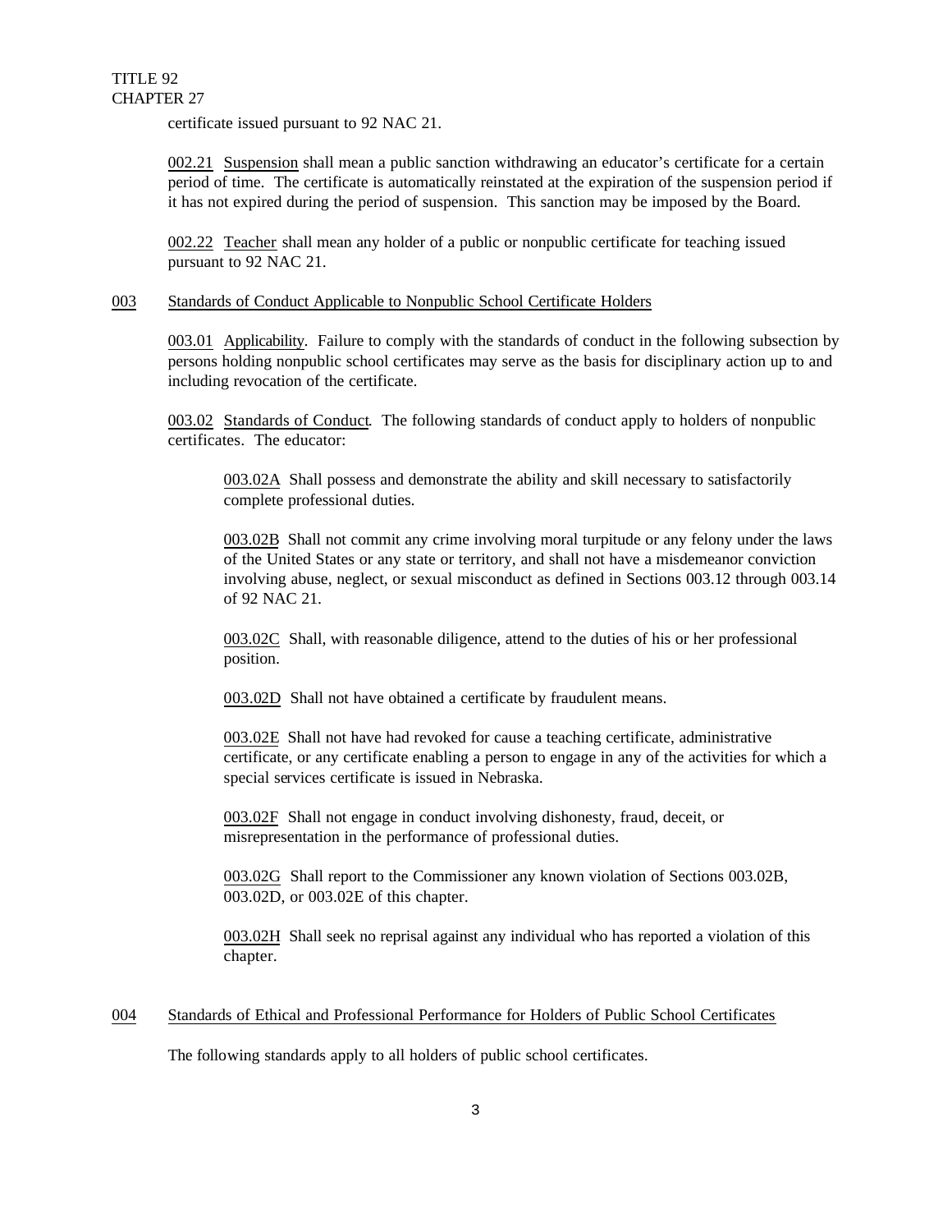certificate issued pursuant to 92 NAC 21.

002.21 Suspension shall mean a public sanction withdrawing an educator's certificate for a certain period of time. The certificate is automatically reinstated at the expiration of the suspension period if it has not expired during the period of suspension. This sanction may be imposed by the Board.

002.22 Teacher shall mean any holder of a public or nonpublic certificate for teaching issued pursuant to 92 NAC 21.

## 003 Standards of Conduct Applicable to Nonpublic School Certificate Holders

003.01 Applicability. Failure to comply with the standards of conduct in the following subsection by persons holding nonpublic school certificates may serve as the basis for disciplinary action up to and including revocation of the certificate.

003.02 Standards of Conduct. The following standards of conduct apply to holders of nonpublic certificates. The educator:

003.02A Shall possess and demonstrate the ability and skill necessary to satisfactorily complete professional duties.

003.02B Shall not commit any crime involving moral turpitude or any felony under the laws of the United States or any state or territory, and shall not have a misdemeanor conviction involving abuse, neglect, or sexual misconduct as defined in Sections 003.12 through 003.14 of 92 NAC 21.

003.02C Shall, with reasonable diligence, attend to the duties of his or her professional position.

003.02D Shall not have obtained a certificate by fraudulent means.

003.02E Shall not have had revoked for cause a teaching certificate, administrative certificate, or any certificate enabling a person to engage in any of the activities for which a special services certificate is issued in Nebraska.

003.02F Shall not engage in conduct involving dishonesty, fraud, deceit, or misrepresentation in the performance of professional duties.

003.02G Shall report to the Commissioner any known violation of Sections 003.02B, 003.02D, or 003.02E of this chapter.

003.02H Shall seek no reprisal against any individual who has reported a violation of this chapter.

## 004 Standards of Ethical and Professional Performance for Holders of Public School Certificates

The following standards apply to all holders of public school certificates.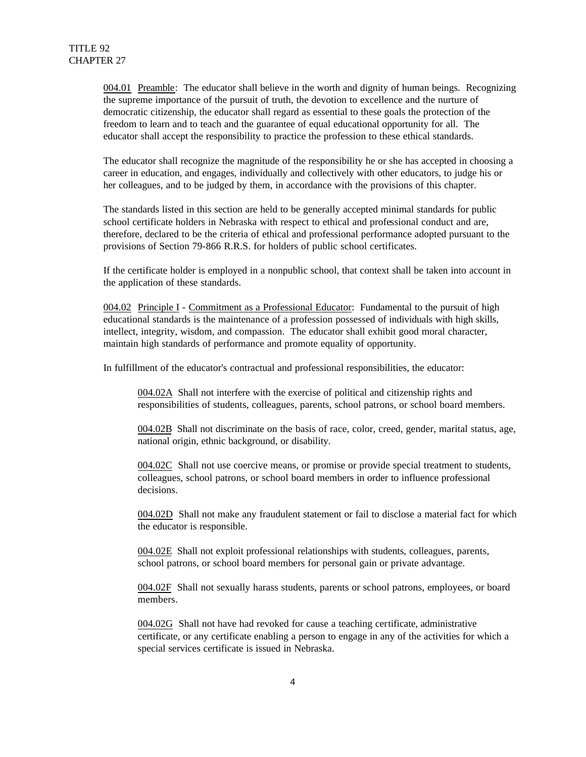004.01 Preamble: The educator shall believe in the worth and dignity of human beings. Recognizing the supreme importance of the pursuit of truth, the devotion to excellence and the nurture of democratic citizenship, the educator shall regard as essential to these goals the protection of the freedom to learn and to teach and the guarantee of equal educational opportunity for all. The educator shall accept the responsibility to practice the profession to these ethical standards.

The educator shall recognize the magnitude of the responsibility he or she has accepted in choosing a career in education, and engages, individually and collectively with other educators, to judge his or her colleagues, and to be judged by them, in accordance with the provisions of this chapter.

The standards listed in this section are held to be generally accepted minimal standards for public school certificate holders in Nebraska with respect to ethical and professional conduct and are, therefore, declared to be the criteria of ethical and professional performance adopted pursuant to the provisions of Section 79-866 R.R.S. for holders of public school certificates.

If the certificate holder is employed in a nonpublic school, that context shall be taken into account in the application of these standards.

004.02 Principle I - Commitment as a Professional Educator: Fundamental to the pursuit of high educational standards is the maintenance of a profession possessed of individuals with high skills, intellect, integrity, wisdom, and compassion. The educator shall exhibit good moral character, maintain high standards of performance and promote equality of opportunity.

In fulfillment of the educator's contractual and professional responsibilities, the educator:

004.02A Shall not interfere with the exercise of political and citizenship rights and responsibilities of students, colleagues, parents, school patrons, or school board members.

004.02B Shall not discriminate on the basis of race, color, creed, gender, marital status, age, national origin, ethnic background, or disability.

004.02C Shall not use coercive means, or promise or provide special treatment to students, colleagues, school patrons, or school board members in order to influence professional decisions.

004.02D Shall not make any fraudulent statement or fail to disclose a material fact for which the educator is responsible.

004.02E Shall not exploit professional relationships with students, colleagues, parents, school patrons, or school board members for personal gain or private advantage.

004.02F Shall not sexually harass students, parents or school patrons, employees, or board members.

004.02G Shall not have had revoked for cause a teaching certificate, administrative certificate, or any certificate enabling a person to engage in any of the activities for which a special services certificate is issued in Nebraska.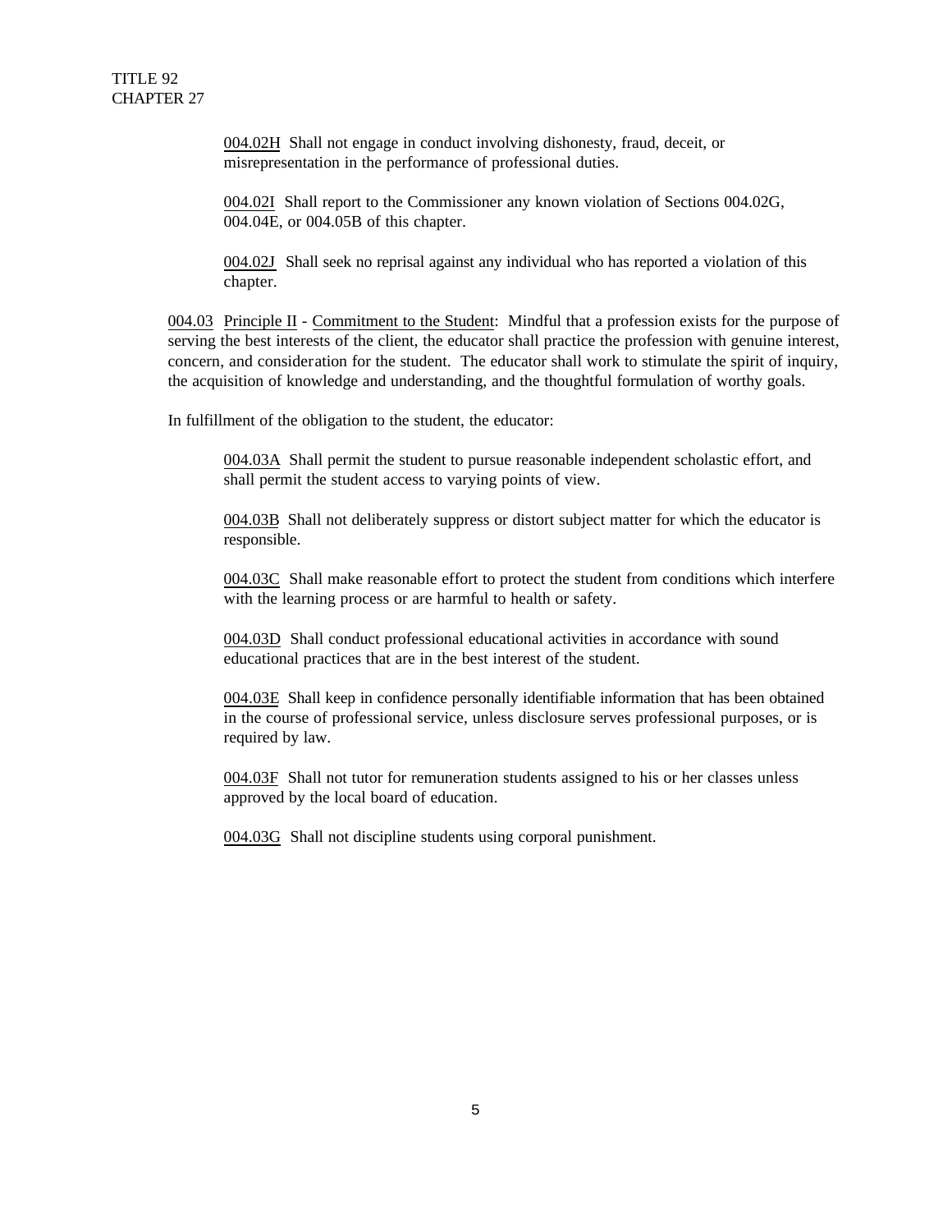004.02H Shall not engage in conduct involving dishonesty, fraud, deceit, or misrepresentation in the performance of professional duties.

004.02I Shall report to the Commissioner any known violation of Sections 004.02G, 004.04E, or 004.05B of this chapter.

004.02J Shall seek no reprisal against any individual who has reported a violation of this chapter.

004.03 Principle II - Commitment to the Student: Mindful that a profession exists for the purpose of serving the best interests of the client, the educator shall practice the profession with genuine interest, concern, and consideration for the student. The educator shall work to stimulate the spirit of inquiry, the acquisition of knowledge and understanding, and the thoughtful formulation of worthy goals.

In fulfillment of the obligation to the student, the educator:

004.03A Shall permit the student to pursue reasonable independent scholastic effort, and shall permit the student access to varying points of view.

004.03B Shall not deliberately suppress or distort subject matter for which the educator is responsible.

004.03C Shall make reasonable effort to protect the student from conditions which interfere with the learning process or are harmful to health or safety.

004.03D Shall conduct professional educational activities in accordance with sound educational practices that are in the best interest of the student.

004.03E Shall keep in confidence personally identifiable information that has been obtained in the course of professional service, unless disclosure serves professional purposes, or is required by law.

004.03F Shall not tutor for remuneration students assigned to his or her classes unless approved by the local board of education.

004.03G Shall not discipline students using corporal punishment.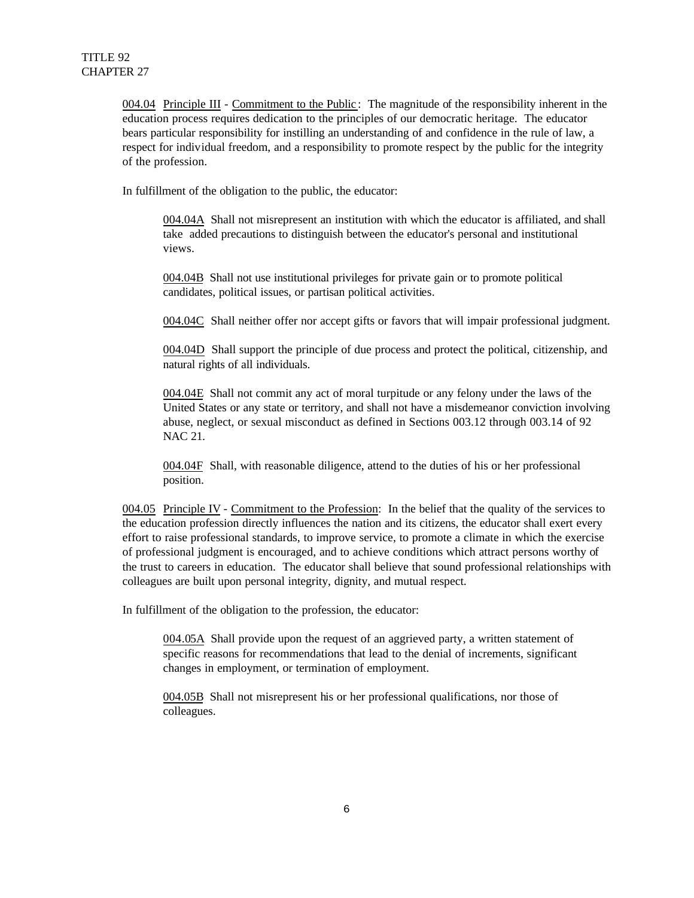<u>004.04</u> <u>Principle III</u> - <u>Commitment to the Public</u>: The magnitude of the responsibility inherent in the education process requires dedication to the principles of our democratic heritage. The educator bears particular responsibility for instilling an understanding of and confidence in the rule of law, a respect for individual freedom, and a responsibility to promote respect by the public for the integrity of the profession.

In fulfillment of the obligation to the public, the educator:

<u>004.04A</u> Shall not misrepresent an institution with which the educator is affiliated, and shall take added precautions to distinguish between the educator's personal and institutional views.

<u>004.04B</u> Shall not use institutional privileges for private gain or to promote political candidates, political issues, or partisan political activities.

<u>004.04C</u> Shall neither offer nor accept gifts or favors that will impair professional judgment.

<u>004.04D</u> Shall support the principle of due process and protect the political, citizenship, and natural rights of all individuals.

<u>004.04E</u> Shall not commit any act of moral turpitude or any felony under the laws of the United States or any state or territory, and shall not have a misdemeanor conviction involving abuse, neglect, or sexual misconduct as defined in Sections 003.12 through 003.14 of 92 NAC 21.

<u>004.04F</u> Shall, with reasonable diligence, attend to the duties of his or her professional position.

<u>004.05</u> <u>Principle IV</u> - <u>Commitment to the Profession</u>: In the belief that the quality of the services to the education profession directly influences the nation and its citizens, the educator shall exert every effort to raise professional standards, to improve service, to promote a climate in which the exercise of professional judgment is encouraged, and to achieve conditions which attract persons worthy of the trust to careers in education. The educator shall believe that sound professional relationships with colleagues are built upon personal integrity, dignity, and mutual respect.

In fulfillment of the obligation to the profession, the educator:

<u>004.05A</u> Shall provide upon the request of an aggrieved party, a written statement of specific reasons for recommendations that lead to the denial of increments, significant changes in employment, or termination of employment.

<u>004.05B</u> Shall not misrepresent his or her professional qualifications, nor those of colleagues.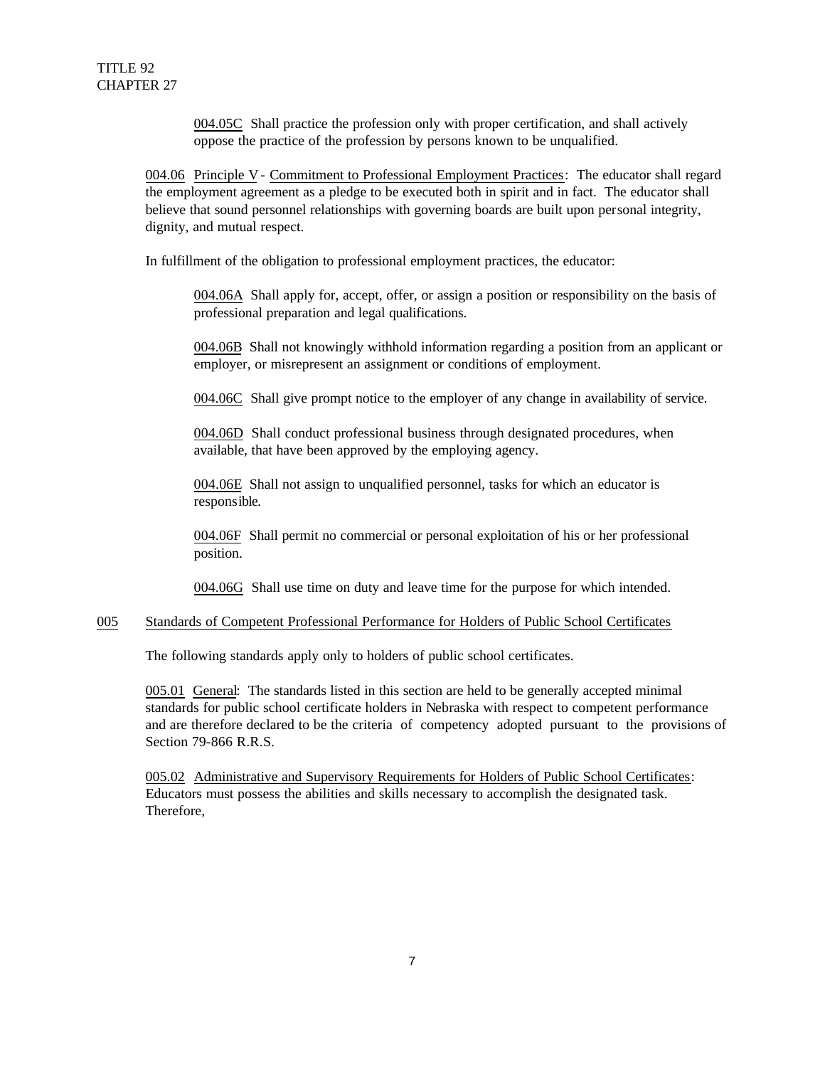004.05C Shall practice the profession only with proper certification, and shall actively oppose the practice of the profession by persons known to be unqualified.

004.06 Principle V - Commitment to Professional Employment Practices: The educator shall regard the employment agreement as a pledge to be executed both in spirit and in fact. The educator shall believe that sound personnel relationships with governing boards are built upon personal integrity, dignity, and mutual respect.

In fulfillment of the obligation to professional employment practices, the educator:

004.06A Shall apply for, accept, offer, or assign a position or responsibility on the basis of professional preparation and legal qualifications.

004.06B Shall not knowingly withhold information regarding a position from an applicant or employer, or misrepresent an assignment or conditions of employment.

004.06C Shall give prompt notice to the employer of any change in availability of service.

004.06D Shall conduct professional business through designated procedures, when available, that have been approved by the employing agency.

004.06E Shall not assign to unqualified personnel, tasks for which an educator is responsible.

004.06F Shall permit no commercial or personal exploitation of his or her professional position.

004.06G Shall use time on duty and leave time for the purpose for which intended.

## 005 Standards of Competent Professional Performance for Holders of Public School Certificates

The following standards apply only to holders of public school certificates.

005.01 General: The standards listed in this section are held to be generally accepted minimal standards for public school certificate holders in Nebraska with respect to competent performance and are therefore declared to be the criteria of competency adopted pursuant to the provisions of Section 79-866 R.R.S.

005.02 Administrative and Supervisory Requirements for Holders of Public School Certificates: Educators must possess the abilities and skills necessary to accomplish the designated task. Therefore,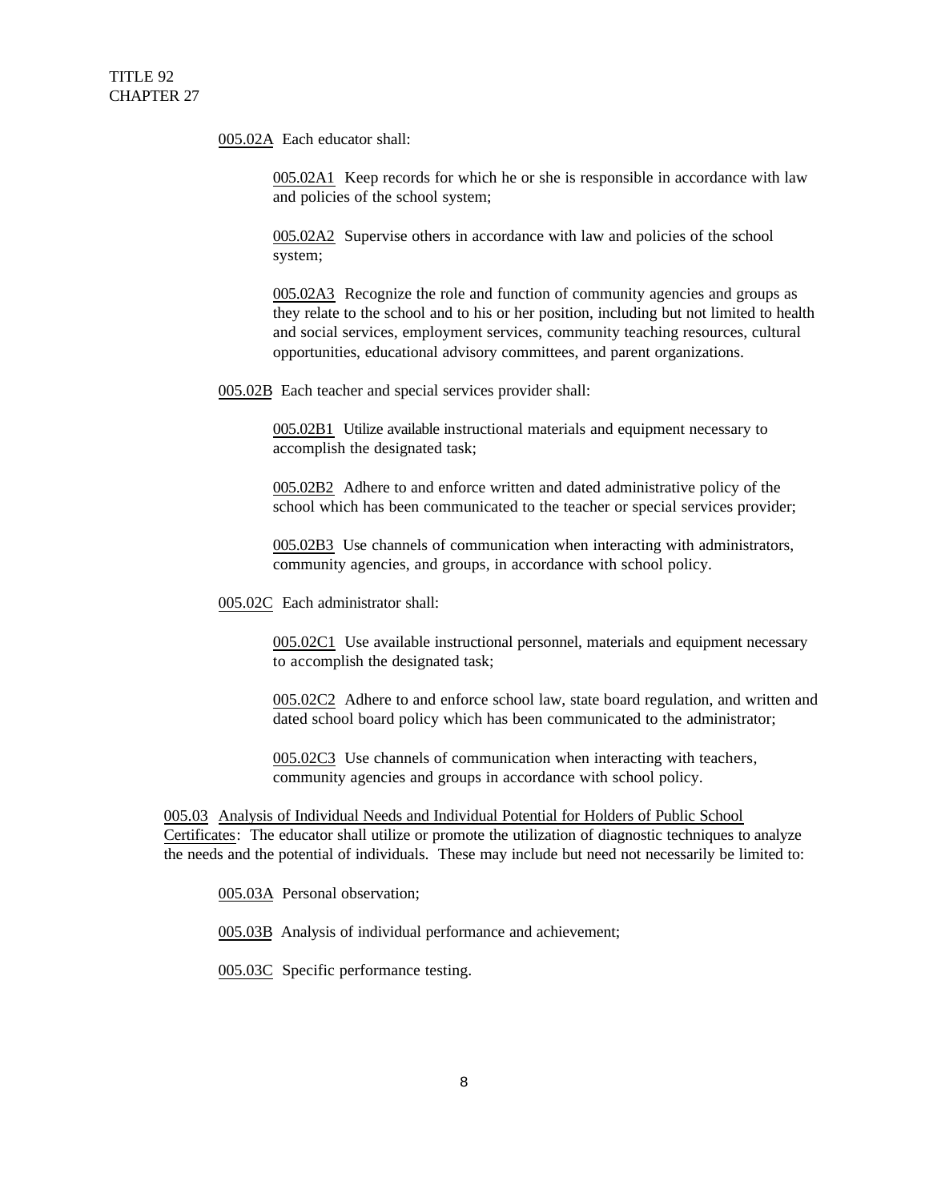005.02A Each educator shall:

005.02A1 Keep records for which he or she is responsible in accordance with law and policies of the school system;

005.02A2 Supervise others in accordance with law and policies of the school system;

005.02A3 Recognize the role and function of community agencies and groups as they relate to the school and to his or her position, including but not limited to health and social services, employment services, community teaching resources, cultural opportunities, educational advisory committees, and parent organizations.

005.02B Each teacher and special services provider shall:

005.02B1 Utilize available instructional materials and equipment necessary to accomplish the designated task;

005.02B2 Adhere to and enforce written and dated administrative policy of the school which has been communicated to the teacher or special services provider;

005.02B3 Use channels of communication when interacting with administrators, community agencies, and groups, in accordance with school policy.

005.02C Each administrator shall:

005.02C1 Use available instructional personnel, materials and equipment necessary to accomplish the designated task;

005.02C2 Adhere to and enforce school law, state board regulation, and written and dated school board policy which has been communicated to the administrator;

005.02C3 Use channels of communication when interacting with teachers, community agencies and groups in accordance with school policy.

005.03 Analysis of Individual Needs and Individual Potential for Holders of Public School Certificates: The educator shall utilize or promote the utilization of diagnostic techniques to analyze the needs and the potential of individuals. These may include but need not necessarily be limited to:

005.03A Personal observation;

005.03B Analysis of individual performance and achievement;

005.03C Specific performance testing.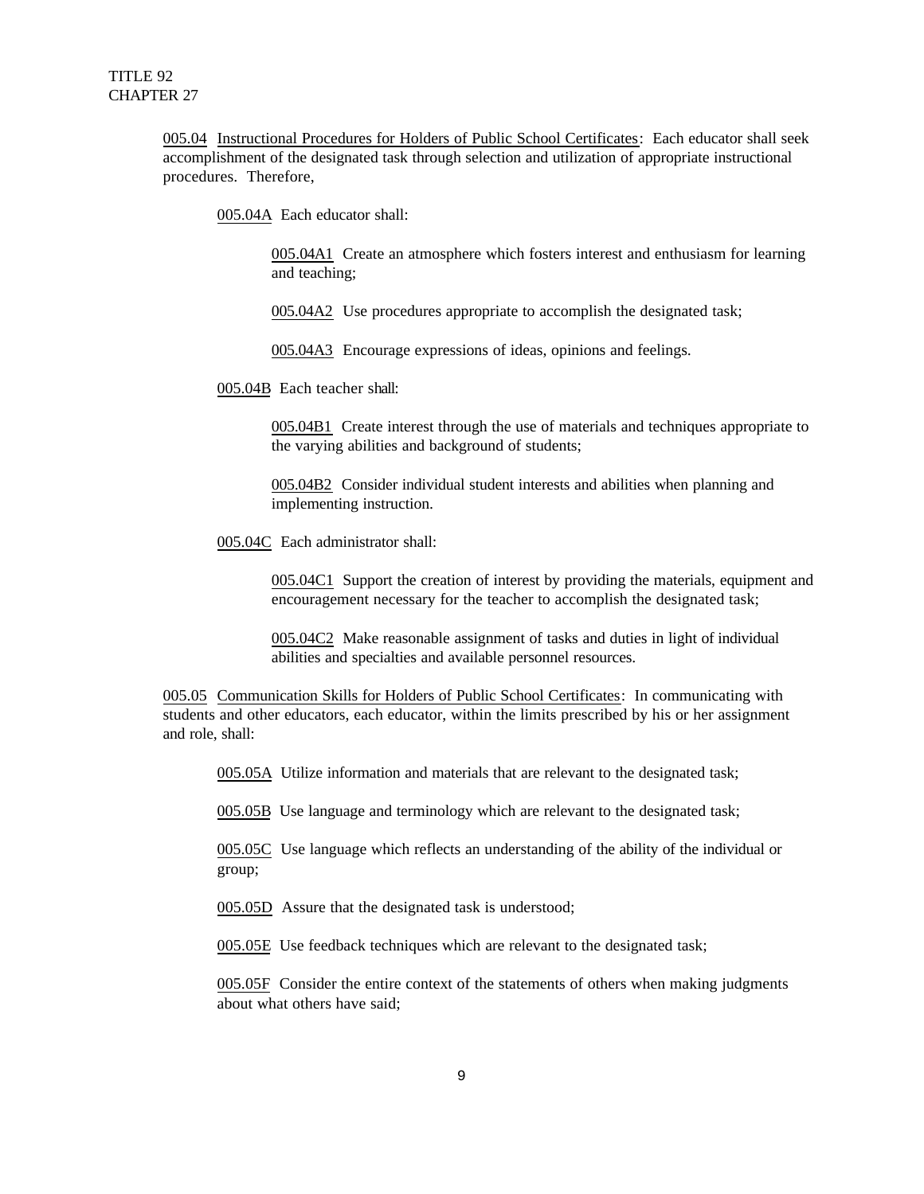005.04 Instructional Procedures for Holders of Public School Certificates: Each educator shall seek accomplishment of the designated task through selection and utilization of appropriate instructional procedures. Therefore,

005.04A Each educator shall:

005.04A1 Create an atmosphere which fosters interest and enthusiasm for learning and teaching;

005.04A2 Use procedures appropriate to accomplish the designated task;

005.04A3 Encourage expressions of ideas, opinions and feelings.

005.04B Each teacher shall:

005.04B1 Create interest through the use of materials and techniques appropriate to the varying abilities and background of students;

005.04B2 Consider individual student interests and abilities when planning and implementing instruction.

005.04C Each administrator shall:

005.04C1 Support the creation of interest by providing the materials, equipment and encouragement necessary for the teacher to accomplish the designated task;

005.04C2 Make reasonable assignment of tasks and duties in light of individual abilities and specialties and available personnel resources.

005.05 Communication Skills for Holders of Public School Certificates: In communicating with students and other educators, each educator, within the limits prescribed by his or her assignment and role, shall:

005.05A Utilize information and materials that are relevant to the designated task;

005.05B Use language and terminology which are relevant to the designated task;

005.05C Use language which reflects an understanding of the ability of the individual or group;

005.05D Assure that the designated task is understood;

005.05E Use feedback techniques which are relevant to the designated task;

005.05F Consider the entire context of the statements of others when making judgments about what others have said;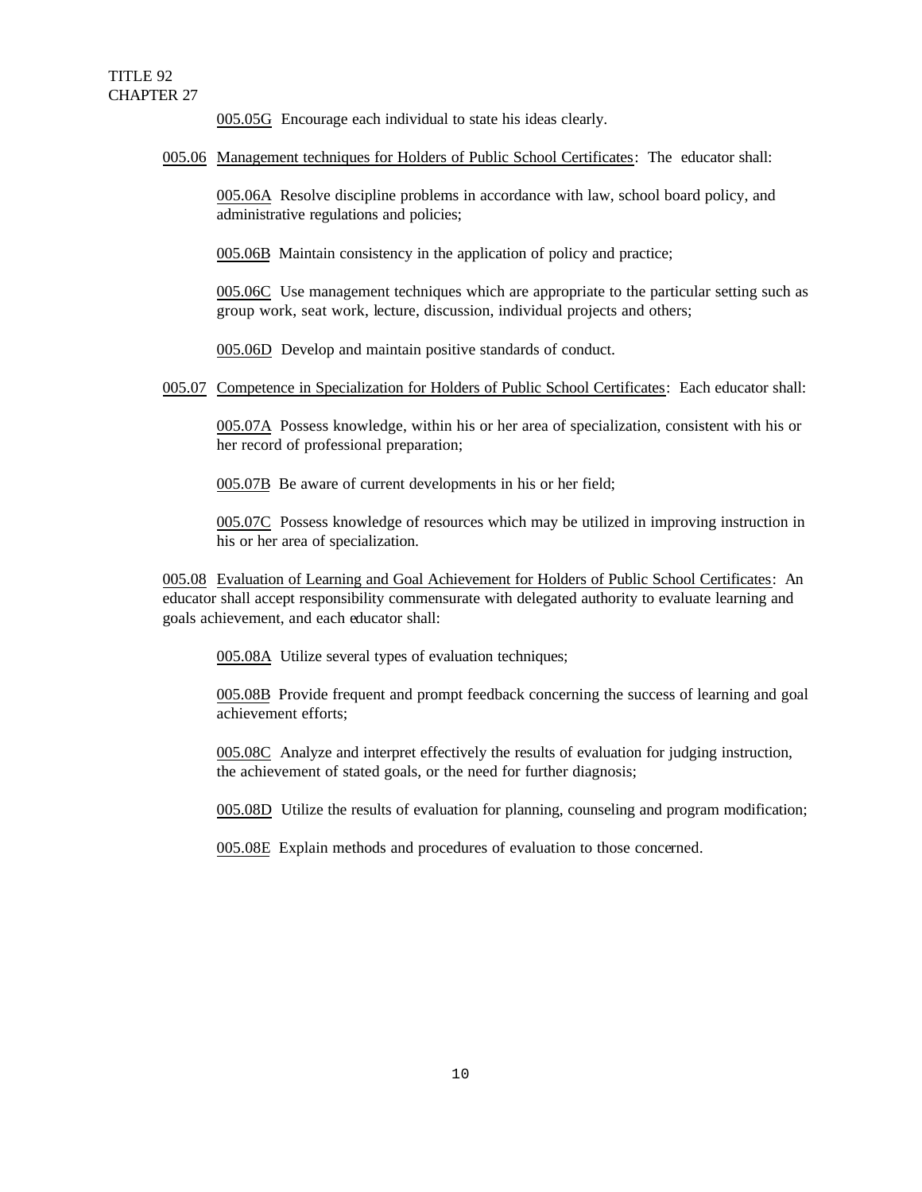005.05G Encourage each individual to state his ideas clearly.

005.06 Management techniques for Holders of Public School Certificates: The educator shall:

005.06A Resolve discipline problems in accordance with law, school board policy, and administrative regulations and policies;

005.06B Maintain consistency in the application of policy and practice;

005.06C Use management techniques which are appropriate to the particular setting such as group work, seat work, lecture, discussion, individual projects and others;

005.06D Develop and maintain positive standards of conduct.

005.07 Competence in Specialization for Holders of Public School Certificates: Each educator shall:

005.07A Possess knowledge, within his or her area of specialization, consistent with his or her record of professional preparation;

005.07B Be aware of current developments in his or her field;

005.07C Possess knowledge of resources which may be utilized in improving instruction in his or her area of specialization.

005.08 Evaluation of Learning and Goal Achievement for Holders of Public School Certificates: An educator shall accept responsibility commensurate with delegated authority to evaluate learning and goals achievement, and each educator shall:

005.08A Utilize several types of evaluation techniques;

005.08B Provide frequent and prompt feedback concerning the success of learning and goal achievement efforts;

005.08C Analyze and interpret effectively the results of evaluation for judging instruction, the achievement of stated goals, or the need for further diagnosis;

005.08D Utilize the results of evaluation for planning, counseling and program modification;

005.08E Explain methods and procedures of evaluation to those concerned.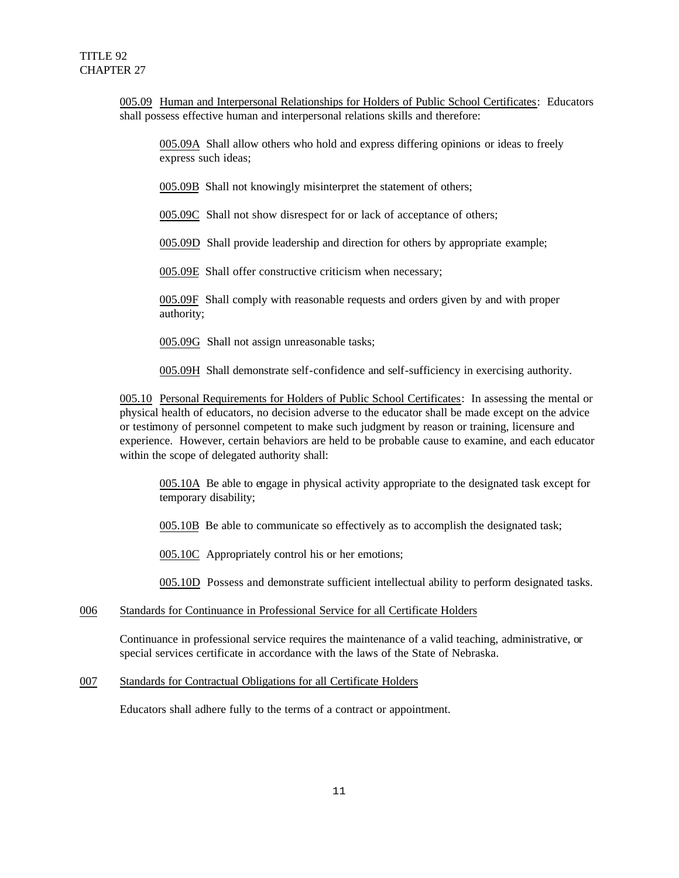005.09 Human and Interpersonal Relationships for Holders of Public School Certificates: Educators shall possess effective human and interpersonal relations skills and therefore:

005.09A Shall allow others who hold and express differing opinions or ideas to freely express such ideas;

005.09B Shall not knowingly misinterpret the statement of others;

005.09C Shall not show disrespect for or lack of acceptance of others;

005.09D Shall provide leadership and direction for others by appropriate example;

005.09E Shall offer constructive criticism when necessary;

005.09F Shall comply with reasonable requests and orders given by and with proper authority;

005.09G Shall not assign unreasonable tasks;

005.09H Shall demonstrate self-confidence and self-sufficiency in exercising authority.

005.10 Personal Requirements for Holders of Public School Certificates: In assessing the mental or physical health of educators, no decision adverse to the educator shall be made except on the advice or testimony of personnel competent to make such judgment by reason or training, licensure and experience. However, certain behaviors are held to be probable cause to examine, and each educator within the scope of delegated authority shall:

005.10A Be able to engage in physical activity appropriate to the designated task except for temporary disability;

005.10B Be able to communicate so effectively as to accomplish the designated task;

005.10C Appropriately control his or her emotions;

005.10D Possess and demonstrate sufficient intellectual ability to perform designated tasks.

## 006 Standards for Continuance in Professional Service for all Certificate Holders

Continuance in professional service requires the maintenance of a valid teaching, administrative, or special services certificate in accordance with the laws of the State of Nebraska.

## 007 Standards for Contractual Obligations for all Certificate Holders

Educators shall adhere fully to the terms of a contract or appointment.